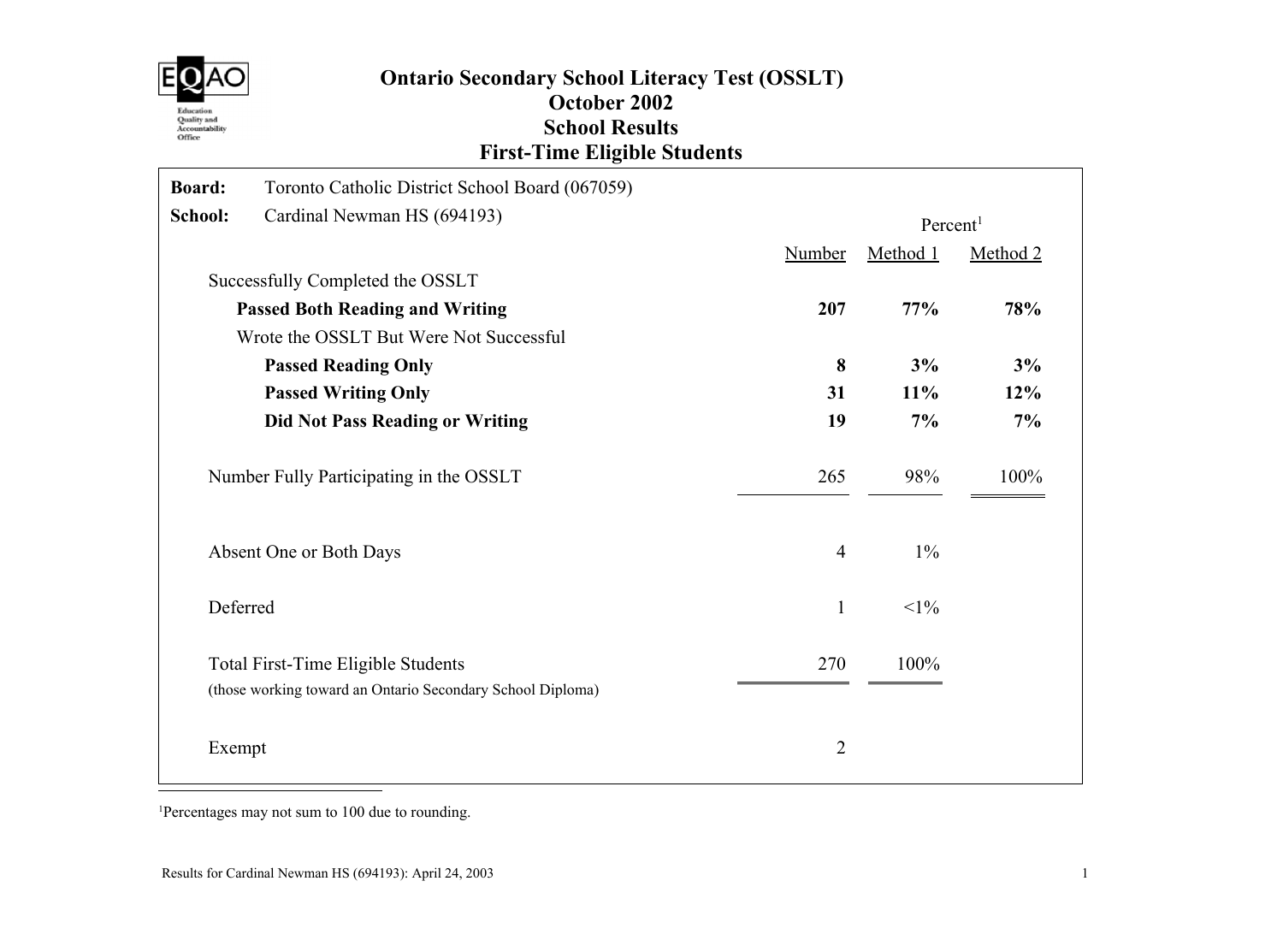# Ontario Secondary School Literacy Test (OSSLT)
## October 2002
## School Results
## First-Time Eligible Students

**Board:** Toronto Catholic District School Board (067059)

**School:** Cardinal Newman HS (694193)

| | Number | Percent[1] Method 1 | Method 2 |
|---|---|---|---|
| Successfully Completed the OSSLT | | | |
| **Passed Both Reading and Writing** | **207** | **77%** | **78%** |
| Wrote the OSSLT But Were Not Successful | | | |
| **Passed Reading Only** | **8** | **3%** | **3%** |
| **Passed Writing Only** | **31** | **11%** | **12%** |
| **Did Not Pass Reading or Writing** | **19** | **7%** | **7%** |
| Number Fully Participating in the OSSLT | 265 | 98% | 100% |
| Absent One or Both Days | 4 | 1% | |
| Deferred | 1 | <1% | |
| Total First-Time Eligible Students (those working toward an Ontario Secondary School Diploma) | 270 | 100% | |
| Exempt | 2 | | |

[1]Percentages may not sum to 100 due to rounding.

Results for Cardinal Newman HS (694193): April 24, 2003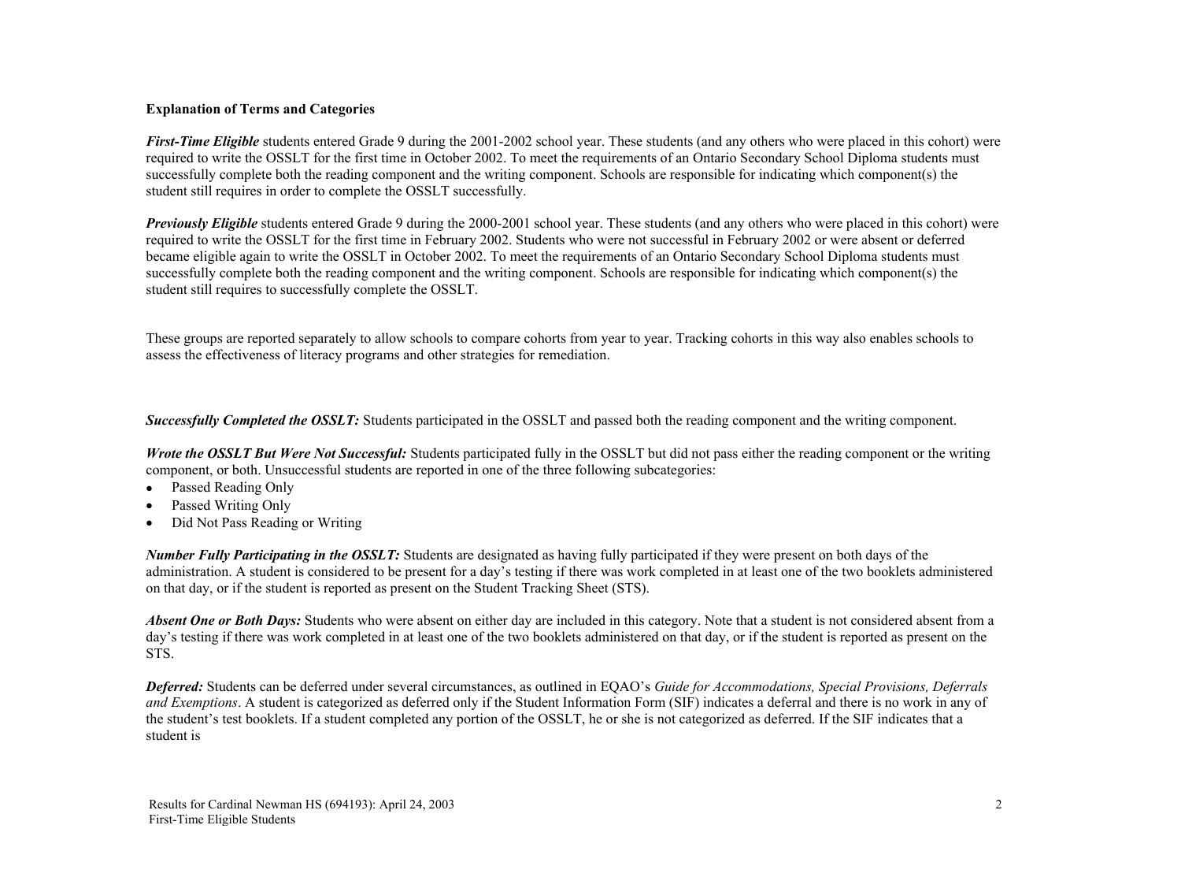**Explanation of Terms and Categories**

***First-Time Eligible*** students entered Grade 9 during the 2001-2002 school year. These students (and any others who were placed in this cohort) were required to write the OSSLT for the first time in October 2002. To meet the requirements of an Ontario Secondary School Diploma students must successfully complete both the reading component and the writing component. Schools are responsible for indicating which component(s) the student still requires in order to complete the OSSLT successfully.

***Previously Eligible*** students entered Grade 9 during the 2000-2001 school year. These students (and any others who were placed in this cohort) were required to write the OSSLT for the first time in February 2002. Students who were not successful in February 2002 or were absent or deferred became eligible again to write the OSSLT in October 2002. To meet the requirements of an Ontario Secondary School Diploma students must successfully complete both the reading component and the writing component. Schools are responsible for indicating which component(s) the student still requires to successfully complete the OSSLT.

These groups are reported separately to allow schools to compare cohorts from year to year. Tracking cohorts in this way also enables schools to assess the effectiveness of literacy programs and other strategies for remediation.

***Successfully Completed the OSSLT:*** Students participated in the OSSLT and passed both the reading component and the writing component.

***Wrote the OSSLT But Were Not Successful:*** Students participated fully in the OSSLT but did not pass either the reading component or the writing component, or both. Unsuccessful students are reported in one of the three following subcategories:

- Passed Reading Only
- Passed Writing Only
- Did Not Pass Reading or Writing

***Number Fully Participating in the OSSLT:*** Students are designated as having fully participated if they were present on both days of the administration. A student is considered to be present for a day's testing if there was work completed in at least one of the two booklets administered on that day, or if the student is reported as present on the Student Tracking Sheet (STS).

***Absent One or Both Days:*** Students who were absent on either day are included in this category. Note that a student is not considered absent from a day's testing if there was work completed in at least one of the two booklets administered on that day, or if the student is reported as present on the STS.

***Deferred:*** Students can be deferred under several circumstances, as outlined in EQAO's *Guide for Accommodations, Special Provisions, Deferrals and Exemptions*. A student is categorized as deferred only if the Student Information Form (SIF) indicates a deferral and there is no work in any of the student's test booklets. If a student completed any portion of the OSSLT, he or she is not categorized as deferred. If the SIF indicates that a student is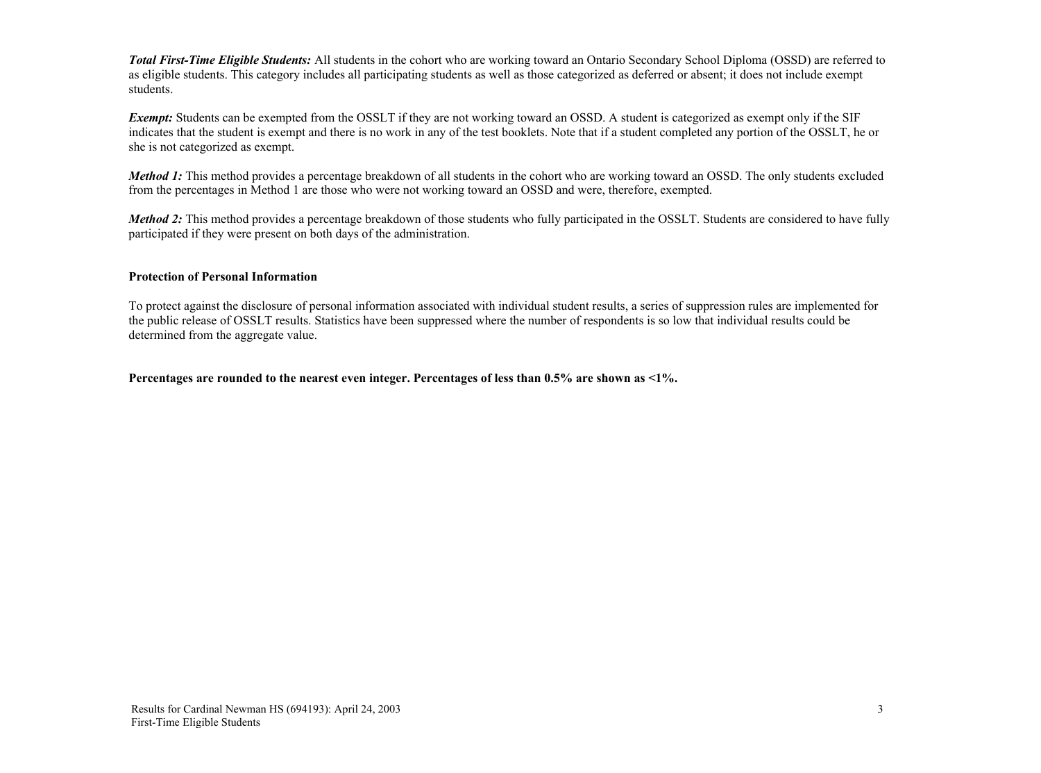***Total First-Time Eligible Students:*** All students in the cohort who are working toward an Ontario Secondary School Diploma (OSSD) are referred to as eligible students. This category includes all participating students as well as those categorized as deferred or absent; it does not include exempt students.

***Exempt:*** Students can be exempted from the OSSLT if they are not working toward an OSSD. A student is categorized as exempt only if the SIF indicates that the student is exempt and there is no work in any of the test booklets. Note that if a student completed any portion of the OSSLT, he or she is not categorized as exempt.

***Method 1:*** This method provides a percentage breakdown of all students in the cohort who are working toward an OSSD. The only students excluded from the percentages in Method 1 are those who were not working toward an OSSD and were, therefore, exempted.

***Method 2:*** This method provides a percentage breakdown of those students who fully participated in the OSSLT. Students are considered to have fully participated if they were present on both days of the administration.

**Protection of Personal Information**

To protect against the disclosure of personal information associated with individual student results, a series of suppression rules are implemented for the public release of OSSLT results. Statistics have been suppressed where the number of respondents is so low that individual results could be determined from the aggregate value.

**Percentages are rounded to the nearest even integer. Percentages of less than 0.5% are shown as <1%.**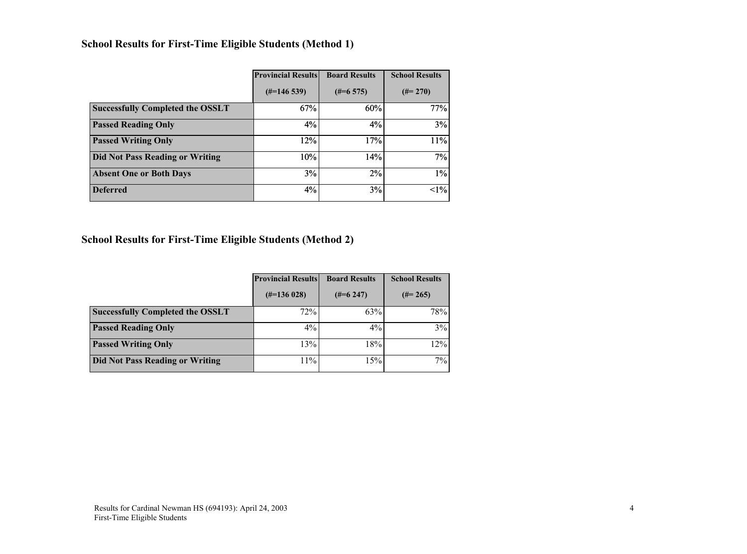## School Results for First-Time Eligible Students (Method 1)

| | Provincial Results (#=146 539) | Board Results (#=6 575) | School Results (#= 270) |
|---|---|---|---|
| **Successfully Completed the OSSLT** | 67% | 60% | 77% |
| **Passed Reading Only** | 4% | 4% | 3% |
| **Passed Writing Only** | 12% | 17% | 11% |
| **Did Not Pass Reading or Writing** | 10% | 14% | 7% |
| **Absent One or Both Days** | 3% | 2% | 1% |
| **Deferred** | 4% | 3% | <1% |

## School Results for First-Time Eligible Students (Method 2)

| | Provincial Results (#=136 028) | Board Results (#=6 247) | School Results (#= 265) |
|---|---|---|---|
| **Successfully Completed the OSSLT** | 72% | 63% | 78% |
| **Passed Reading Only** | 4% | 4% | 3% |
| **Passed Writing Only** | 13% | 18% | 12% |
| **Did Not Pass Reading or Writing** | 11% | 15% | 7% |

Results for Cardinal Newman HS (694193): April 24, 2003
First-Time Eligible Students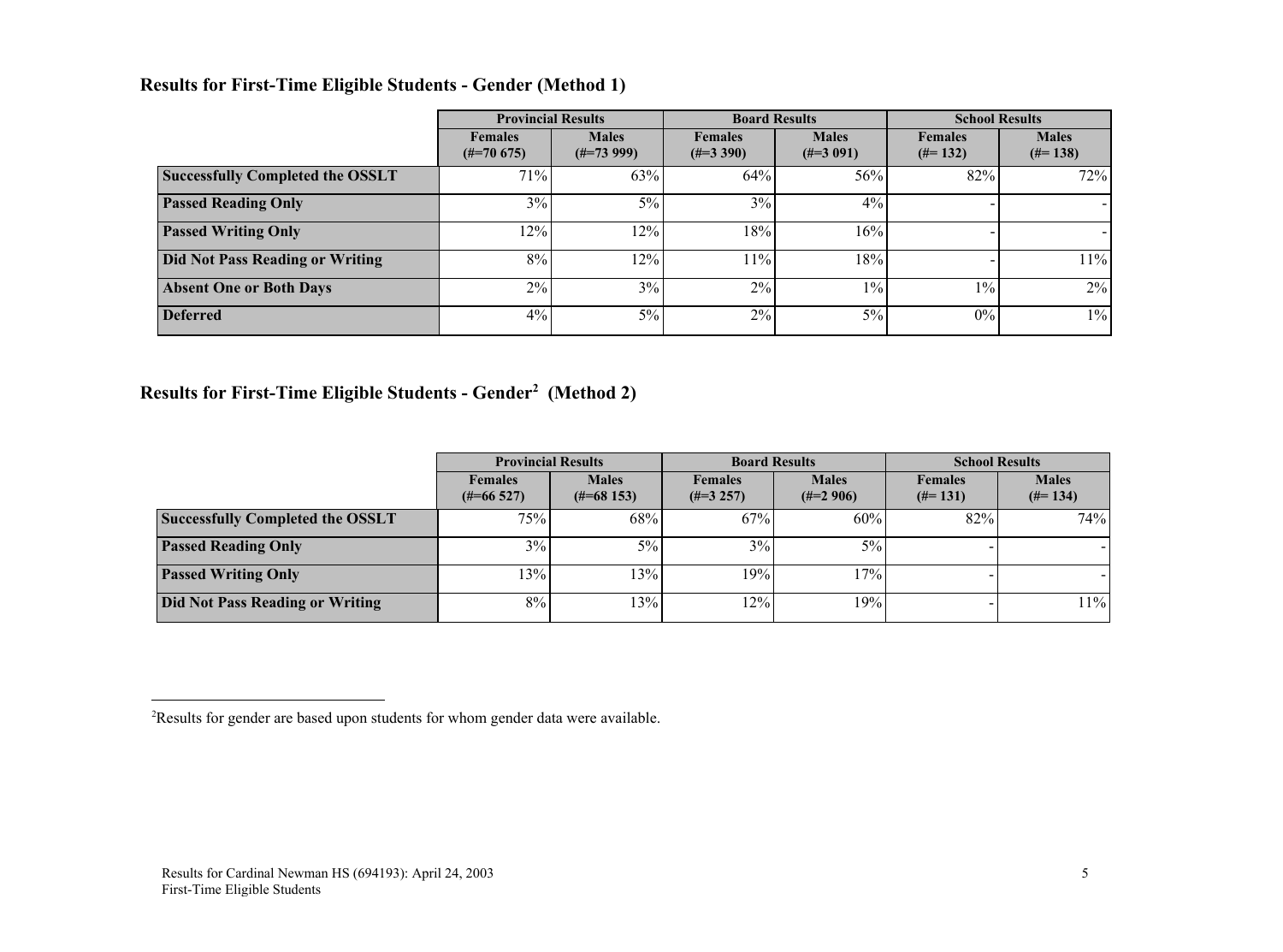## Results for First-Time Eligible Students - Gender (Method 1)

| | Provincial Results | | Board Results | | School Results | |
|---|---|---|---|---|---|---|
| | Females (#=70 675) | Males (#=73 999) | Females (#=3 390) | Males (#=3 091) | Females (#= 132) | Males (#= 138) |
| **Successfully Completed the OSSLT** | 71% | 63% | 64% | 56% | 82% | 72% |
| **Passed Reading Only** | 3% | 5% | 3% | 4% | - | - |
| **Passed Writing Only** | 12% | 12% | 18% | 16% | - | - |
| **Did Not Pass Reading or Writing** | 8% | 12% | 11% | 18% | - | 11% |
| **Absent One or Both Days** | 2% | 3% | 2% | 1% | 1% | 2% |
| **Deferred** | 4% | 5% | 2% | 5% | 0% | 1% |

## Results for First-Time Eligible Students - Gender[2] (Method 2)

| | Provincial Results | | Board Results | | School Results | |
|---|---|---|---|---|---|---|
| | Females (#=66 527) | Males (#=68 153) | Females (#=3 257) | Males (#=2 906) | Females (#= 131) | Males (#= 134) |
| **Successfully Completed the OSSLT** | 75% | 68% | 67% | 60% | 82% | 74% |
| **Passed Reading Only** | 3% | 5% | 3% | 5% | - | - |
| **Passed Writing Only** | 13% | 13% | 19% | 17% | - | - |
| **Did Not Pass Reading or Writing** | 8% | 13% | 12% | 19% | - | 11% |

[2]Results for gender are based upon students for whom gender data were available.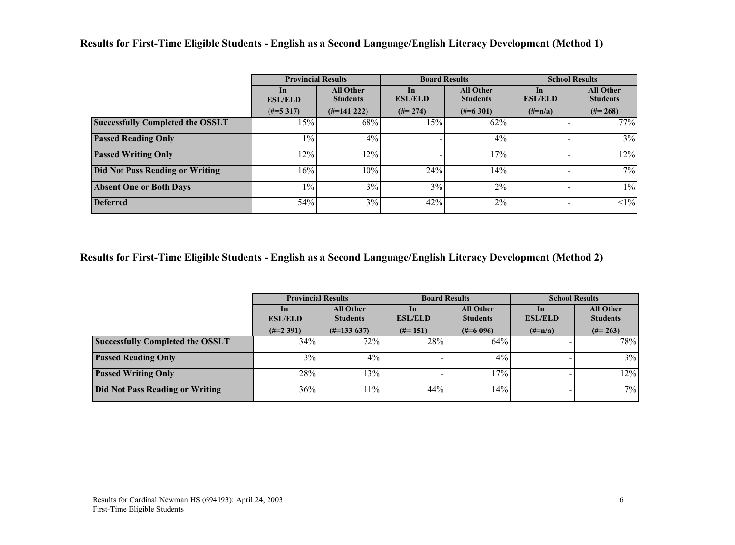### Results for First-Time Eligible Students - English as a Second Language/English Literacy Development (Method 1)

| | Provincial Results | | Board Results | | School Results | |
|---|---|---|---|---|---|---|
| | In ESL/ELD (#=5 317) | All Other Students (#=141 222) | In ESL/ELD (#= 274) | All Other Students (#=6 301) | In ESL/ELD (#=n/a) | All Other Students (#= 268) |
| **Successfully Completed the OSSLT** | 15% | 68% | 15% | 62% | - | 77% |
| **Passed Reading Only** | 1% | 4% | - | 4% | - | 3% |
| **Passed Writing Only** | 12% | 12% | - | 17% | - | 12% |
| **Did Not Pass Reading or Writing** | 16% | 10% | 24% | 14% | - | 7% |
| **Absent One or Both Days** | 1% | 3% | 3% | 2% | - | 1% |
| **Deferred** | 54% | 3% | 42% | 2% | - | <1% |

### Results for First-Time Eligible Students - English as a Second Language/English Literacy Development (Method 2)

| | Provincial Results | | Board Results | | School Results | |
|---|---|---|---|---|---|---|
| | In ESL/ELD (#=2 391) | All Other Students (#=133 637) | In ESL/ELD (#= 151) | All Other Students (#=6 096) | In ESL/ELD (#=n/a) | All Other Students (#= 263) |
| **Successfully Completed the OSSLT** | 34% | 72% | 28% | 64% | - | 78% |
| **Passed Reading Only** | 3% | 4% | - | 4% | - | 3% |
| **Passed Writing Only** | 28% | 13% | - | 17% | - | 12% |
| **Did Not Pass Reading or Writing** | 36% | 11% | 44% | 14% | - | 7% |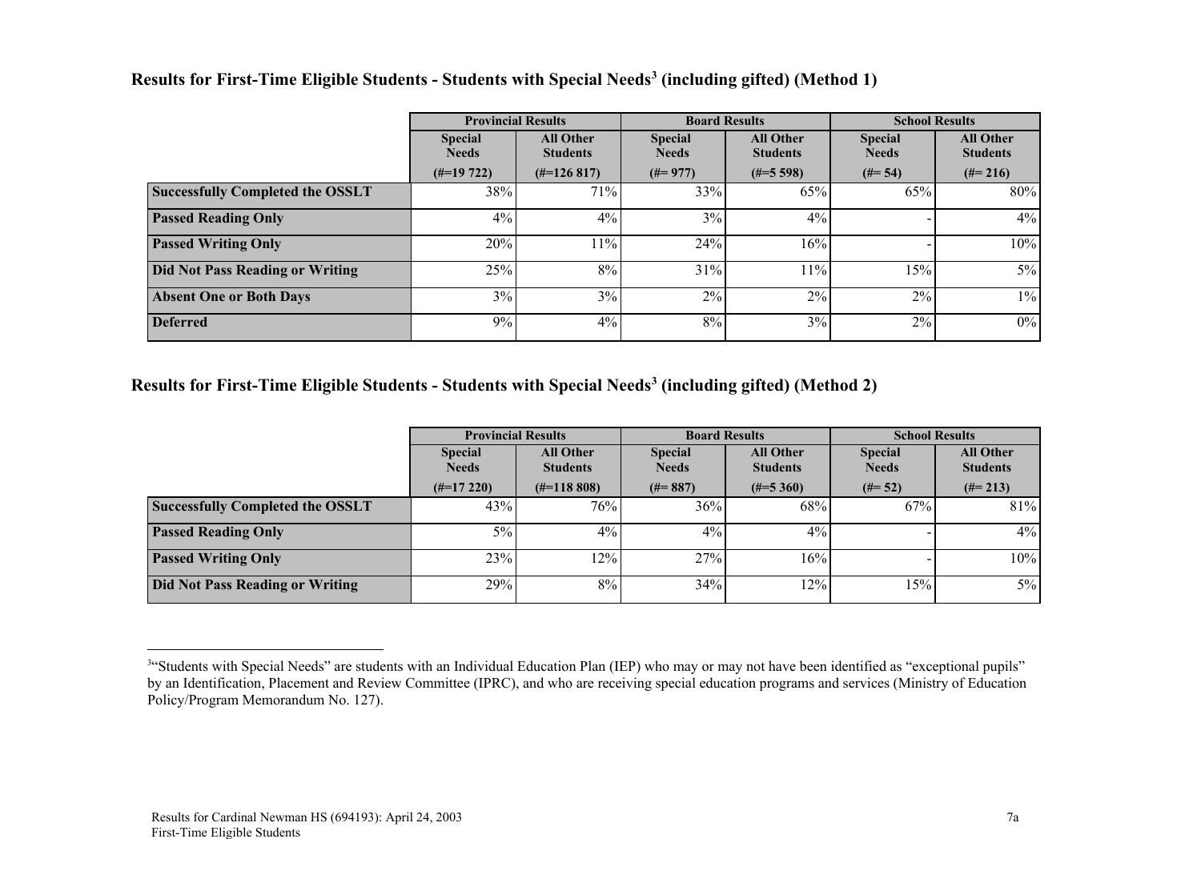## Results for First-Time Eligible Students - Students with Special Needs[3] (including gifted) (Method 1)

| | Provincial Results | | Board Results | | School Results | |
|---|---|---|---|---|---|---|
| | Special Needs (#=19 722) | All Other Students (#=126 817) | Special Needs (#= 977) | All Other Students (#=5 598) | Special Needs (#= 54) | All Other Students (#= 216) |
| **Successfully Completed the OSSLT** | 38% | 71% | 33% | 65% | 65% | 80% |
| **Passed Reading Only** | 4% | 4% | 3% | 4% | - | 4% |
| **Passed Writing Only** | 20% | 11% | 24% | 16% | - | 10% |
| **Did Not Pass Reading or Writing** | 25% | 8% | 31% | 11% | 15% | 5% |
| **Absent One or Both Days** | 3% | 3% | 2% | 2% | 2% | 1% |
| **Deferred** | 9% | 4% | 8% | 3% | 2% | 0% |

## Results for First-Time Eligible Students - Students with Special Needs[3] (including gifted) (Method 2)

| | Provincial Results | | Board Results | | School Results | |
|---|---|---|---|---|---|---|
| | Special Needs (#=17 220) | All Other Students (#=118 808) | Special Needs (#= 887) | All Other Students (#=5 360) | Special Needs (#= 52) | All Other Students (#= 213) |
| **Successfully Completed the OSSLT** | 43% | 76% | 36% | 68% | 67% | 81% |
| **Passed Reading Only** | 5% | 4% | 4% | 4% | - | 4% |
| **Passed Writing Only** | 23% | 12% | 27% | 16% | - | 10% |
| **Did Not Pass Reading or Writing** | 29% | 8% | 34% | 12% | 15% | 5% |

[3] "Students with Special Needs" are students with an Individual Education Plan (IEP) who may or may not have been identified as "exceptional pupils" by an Identification, Placement and Review Committee (IPRC), and who are receiving special education programs and services (Ministry of Education Policy/Program Memorandum No. 127).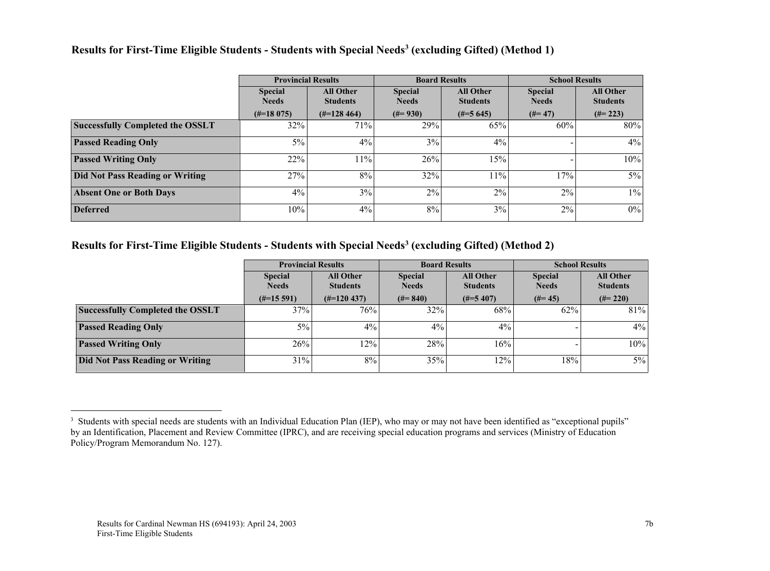### Results for First-Time Eligible Students - Students with Special Needs[3] (excluding Gifted) (Method 1)

| | Provincial Results | | Board Results | | School Results | |
|---|---|---|---|---|---|---|
| | Special Needs (#=18 075) | All Other Students (#=128 464) | Special Needs (#= 930) | All Other Students (#=5 645) | Special Needs (#= 47) | All Other Students (#= 223) |
| **Successfully Completed the OSSLT** | 32% | 71% | 29% | 65% | 60% | 80% |
| **Passed Reading Only** | 5% | 4% | 3% | 4% | - | 4% |
| **Passed Writing Only** | 22% | 11% | 26% | 15% | - | 10% |
| **Did Not Pass Reading or Writing** | 27% | 8% | 32% | 11% | 17% | 5% |
| **Absent One or Both Days** | 4% | 3% | 2% | 2% | 2% | 1% |
| **Deferred** | 10% | 4% | 8% | 3% | 2% | 0% |

### Results for First-Time Eligible Students - Students with Special Needs[3] (excluding Gifted) (Method 2)

| | Provincial Results | | Board Results | | School Results | |
|---|---|---|---|---|---|---|
| | Special Needs (#=15 591) | All Other Students (#=120 437) | Special Needs (#= 840) | All Other Students (#=5 407) | Special Needs (#= 45) | All Other Students (#= 220) |
| **Successfully Completed the OSSLT** | 37% | 76% | 32% | 68% | 62% | 81% |
| **Passed Reading Only** | 5% | 4% | 4% | 4% | - | 4% |
| **Passed Writing Only** | 26% | 12% | 28% | 16% | - | 10% |
| **Did Not Pass Reading or Writing** | 31% | 8% | 35% | 12% | 18% | 5% |

---

[3] Students with special needs are students with an Individual Education Plan (IEP), who may or may not have been identified as "exceptional pupils" by an Identification, Placement and Review Committee (IPRC), and are receiving special education programs and services (Ministry of Education Policy/Program Memorandum No. 127).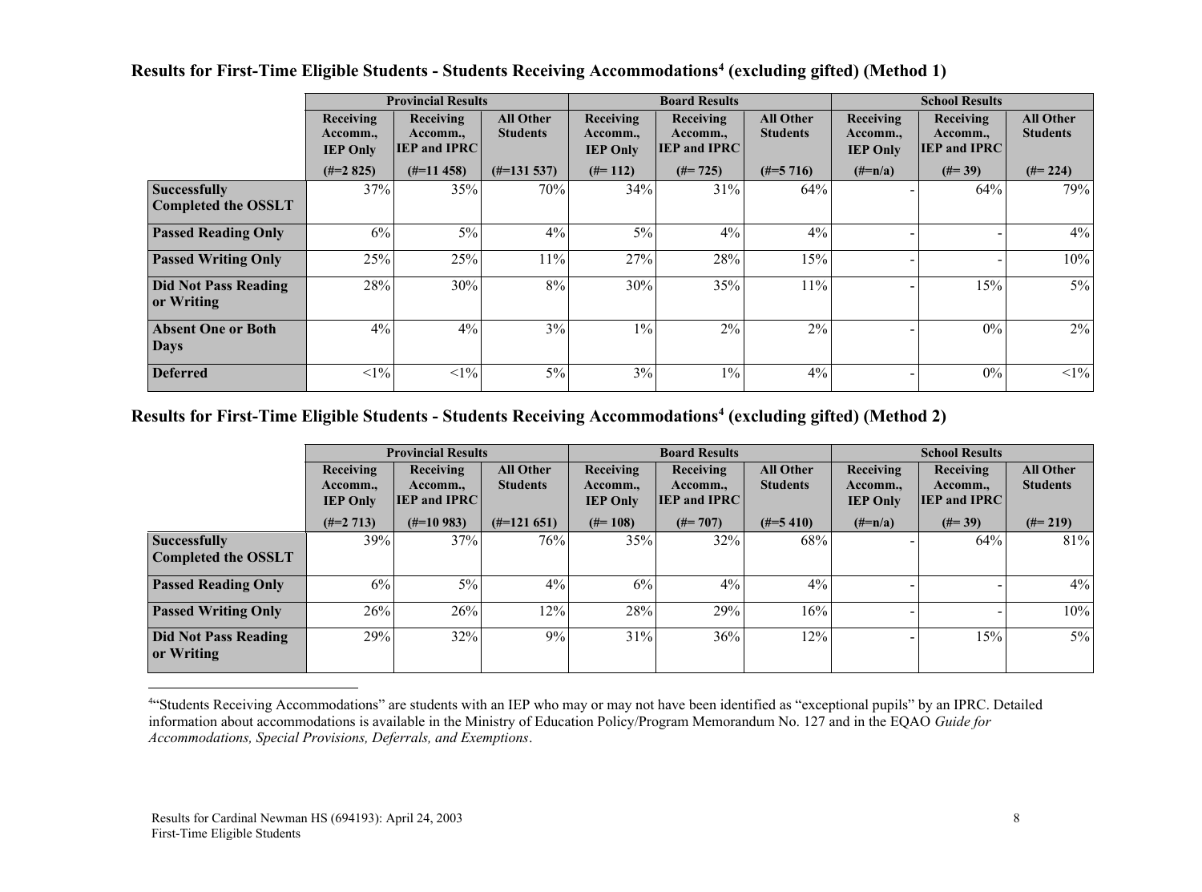## Results for First-Time Eligible Students - Students Receiving Accommodations[4] (excluding gifted) (Method 1)

| | Provincial Results | | | Board Results | | | School Results | | |
|---|---|---|---|---|---|---|---|---|---|
| | Receiving Accomm., IEP Only (#=2 825) | Receiving Accomm., IEP and IPRC (#=11 458) | All Other Students (#=131 537) | Receiving Accomm., IEP Only (#= 112) | Receiving Accomm., IEP and IPRC (#= 725) | All Other Students (#=5 716) | Receiving Accomm., IEP Only (#=n/a) | Receiving Accomm., IEP and IPRC (#= 39) | All Other Students (#= 224) |
| **Successfully Completed the OSSLT** | 37% | 35% | 70% | 34% | 31% | 64% | - | 64% | 79% |
| **Passed Reading Only** | 6% | 5% | 4% | 5% | 4% | 4% | - | - | 4% |
| **Passed Writing Only** | 25% | 25% | 11% | 27% | 28% | 15% | - | - | 10% |
| **Did Not Pass Reading or Writing** | 28% | 30% | 8% | 30% | 35% | 11% | - | 15% | 5% |
| **Absent One or Both Days** | 4% | 4% | 3% | 1% | 2% | 2% | - | 0% | 2% |
| **Deferred** | <1% | <1% | 5% | 3% | 1% | 4% | - | 0% | <1% |

## Results for First-Time Eligible Students - Students Receiving Accommodations[4] (excluding gifted) (Method 2)

| | Provincial Results | | | Board Results | | | School Results | | |
|---|---|---|---|---|---|---|---|---|---|
| | Receiving Accomm., IEP Only (#=2 713) | Receiving Accomm., IEP and IPRC (#=10 983) | All Other Students (#=121 651) | Receiving Accomm., IEP Only (#= 108) | Receiving Accomm., IEP and IPRC (#= 707) | All Other Students (#=5 410) | Receiving Accomm., IEP Only (#=n/a) | Receiving Accomm., IEP and IPRC (#= 39) | All Other Students (#= 219) |
| **Successfully Completed the OSSLT** | 39% | 37% | 76% | 35% | 32% | 68% | - | 64% | 81% |
| **Passed Reading Only** | 6% | 5% | 4% | 6% | 4% | 4% | - | - | 4% |
| **Passed Writing Only** | 26% | 26% | 12% | 28% | 29% | 16% | - | - | 10% |
| **Did Not Pass Reading or Writing** | 29% | 32% | 9% | 31% | 36% | 12% | - | 15% | 5% |

[4] "Students Receiving Accommodations" are students with an IEP who may or may not have been identified as "exceptional pupils" by an IPRC. Detailed information about accommodations is available in the Ministry of Education Policy/Program Memorandum No. 127 and in the EQAO *Guide for Accommodations, Special Provisions, Deferrals, and Exemptions*.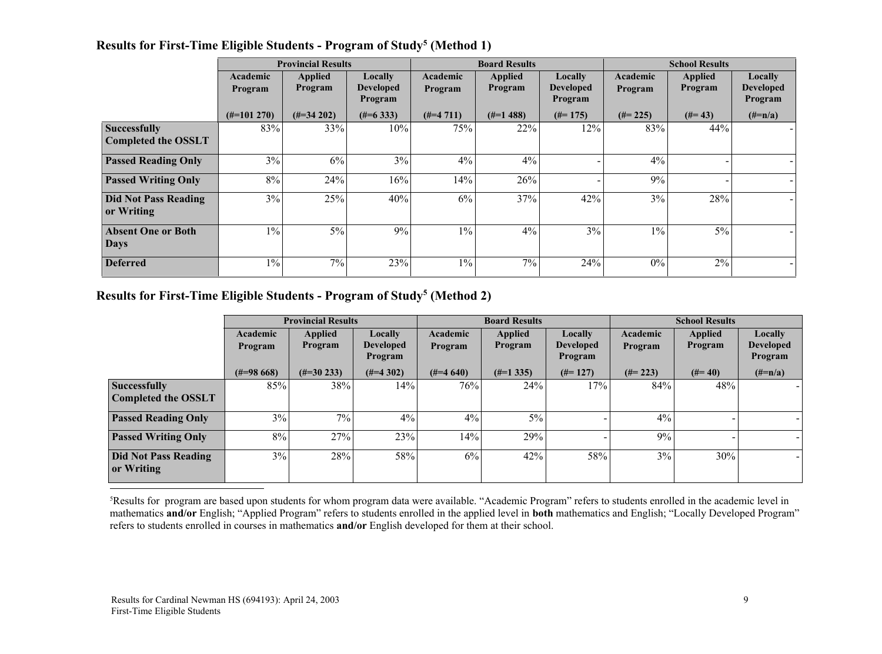### Results for First-Time Eligible Students - Program of Study[5] (Method 1)

| | Provincial Results | | | Board Results | | | School Results | | |
|---|---|---|---|---|---|---|---|---|---|
| | Academic Program | Applied Program | Locally Developed Program | Academic Program | Applied Program | Locally Developed Program | Academic Program | Applied Program | Locally Developed Program |
| | (#=101 270) | (#=34 202) | (#=6 333) | (#=4 711) | (#=1 488) | (#= 175) | (#= 225) | (#= 43) | (#=n/a) |
| **Successfully Completed the OSSLT** | 83% | 33% | 10% | 75% | 22% | 12% | 83% | 44% | - |
| **Passed Reading Only** | 3% | 6% | 3% | 4% | 4% | - | 4% | - | - |
| **Passed Writing Only** | 8% | 24% | 16% | 14% | 26% | - | 9% | - | - |
| **Did Not Pass Reading or Writing** | 3% | 25% | 40% | 6% | 37% | 42% | 3% | 28% | - |
| **Absent One or Both Days** | 1% | 5% | 9% | 1% | 4% | 3% | 1% | 5% | - |
| **Deferred** | 1% | 7% | 23% | 1% | 7% | 24% | 0% | 2% | - |

### Results for First-Time Eligible Students - Program of Study[5] (Method 2)

| | Provincial Results | | | Board Results | | | School Results | | |
|---|---|---|---|---|---|---|---|---|---|
| | Academic Program | Applied Program | Locally Developed Program | Academic Program | Applied Program | Locally Developed Program | Academic Program | Applied Program | Locally Developed Program |
| | (#=98 668) | (#=30 233) | (#=4 302) | (#=4 640) | (#=1 335) | (#= 127) | (#= 223) | (#= 40) | (#=n/a) |
| **Successfully Completed the OSSLT** | 85% | 38% | 14% | 76% | 24% | 17% | 84% | 48% | - |
| **Passed Reading Only** | 3% | 7% | 4% | 4% | 5% | - | 4% | - | - |
| **Passed Writing Only** | 8% | 27% | 23% | 14% | 29% | - | 9% | - | - |
| **Did Not Pass Reading or Writing** | 3% | 28% | 58% | 6% | 42% | 58% | 3% | 30% | - |

[5]Results for program are based upon students for whom program data were available. "Academic Program" refers to students enrolled in the academic level in mathematics **and/or** English; "Applied Program" refers to students enrolled in the applied level in **both** mathematics and English; "Locally Developed Program" refers to students enrolled in courses in mathematics **and/or** English developed for them at their school.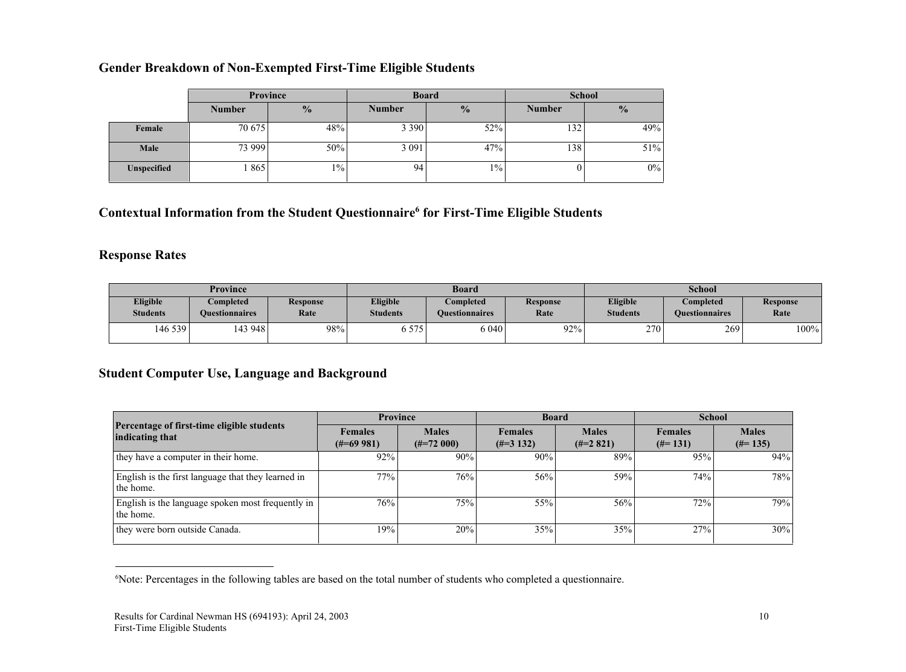## Gender Breakdown of Non-Exempted First-Time Eligible Students

| | Province | | Board | | School | |
|---|---|---|---|---|---|---|
| | Number | % | Number | % | Number | % |
| Female | 70 675 | 48% | 3 390 | 52% | 132 | 49% |
| Male | 73 999 | 50% | 3 091 | 47% | 138 | 51% |
| Unspecified | 1 865 | 1% | 94 | 1% | 0 | 0% |

## Contextual Information from the Student Questionnaire[6] for First-Time Eligible Students

## Response Rates

| Province | | | Board | | | School | | |
|---|---|---|---|---|---|---|---|---|
| Eligible Students | Completed Questionnaires | Response Rate | Eligible Students | Completed Questionnaires | Response Rate | Eligible Students | Completed Questionnaires | Response Rate |
| 146 539 | 143 948 | 98% | 6 575 | 6 040 | 92% | 270 | 269 | 100% |

## Student Computer Use, Language and Background

| Percentage of first-time eligible students indicating that | Province | | Board | | School | |
|---|---|---|---|---|---|---|
| | Females (#=69 981) | Males (#=72 000) | Females (#=3 132) | Males (#=2 821) | Females (#= 131) | Males (#= 135) |
| they have a computer in their home. | 92% | 90% | 90% | 89% | 95% | 94% |
| English is the first language that they learned in the home. | 77% | 76% | 56% | 59% | 74% | 78% |
| English is the language spoken most frequently in the home. | 76% | 75% | 55% | 56% | 72% | 79% |
| they were born outside Canada. | 19% | 20% | 35% | 35% | 27% | 30% |

[6]Note: Percentages in the following tables are based on the total number of students who completed a questionnaire.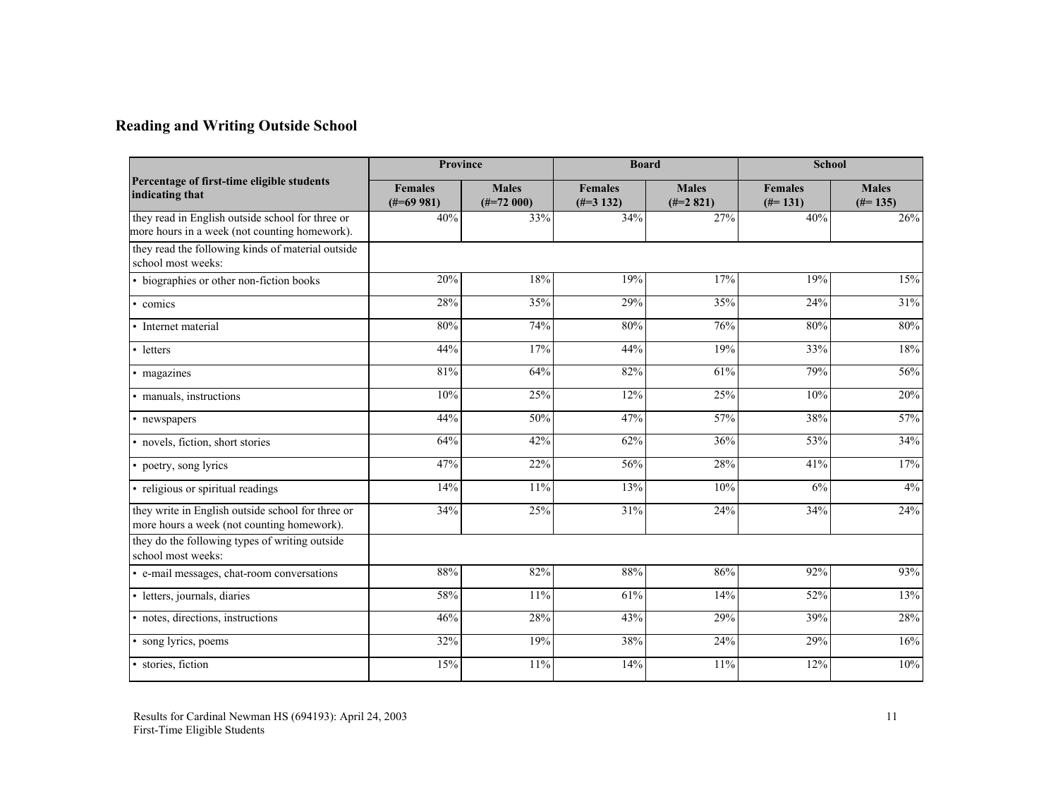## Reading and Writing Outside School

| Percentage of first-time eligible students indicating that | Province | | Board | | School | |
|---|---|---|---|---|---|---|
| | Females (#=69 981) | Males (#=72 000) | Females (#=3 132) | Males (#=2 821) | Females (#= 131) | Males (#= 135) |
| they read in English outside school for three or more hours in a week (not counting homework). | 40% | 33% | 34% | 27% | 40% | 26% |
| they read the following kinds of material outside school most weeks: | | | | | | |
| • biographies or other non-fiction books | 20% | 18% | 19% | 17% | 19% | 15% |
| • comics | 28% | 35% | 29% | 35% | 24% | 31% |
| • Internet material | 80% | 74% | 80% | 76% | 80% | 80% |
| • letters | 44% | 17% | 44% | 19% | 33% | 18% |
| • magazines | 81% | 64% | 82% | 61% | 79% | 56% |
| • manuals, instructions | 10% | 25% | 12% | 25% | 10% | 20% |
| • newspapers | 44% | 50% | 47% | 57% | 38% | 57% |
| • novels, fiction, short stories | 64% | 42% | 62% | 36% | 53% | 34% |
| • poetry, song lyrics | 47% | 22% | 56% | 28% | 41% | 17% |
| • religious or spiritual readings | 14% | 11% | 13% | 10% | 6% | 4% |
| they write in English outside school for three or more hours a week (not counting homework). | 34% | 25% | 31% | 24% | 34% | 24% |
| they do the following types of writing outside school most weeks: | | | | | | |
| • e-mail messages, chat-room conversations | 88% | 82% | 88% | 86% | 92% | 93% |
| • letters, journals, diaries | 58% | 11% | 61% | 14% | 52% | 13% |
| • notes, directions, instructions | 46% | 28% | 43% | 29% | 39% | 28% |
| • song lyrics, poems | 32% | 19% | 38% | 24% | 29% | 16% |
| • stories, fiction | 15% | 11% | 14% | 11% | 12% | 10% |